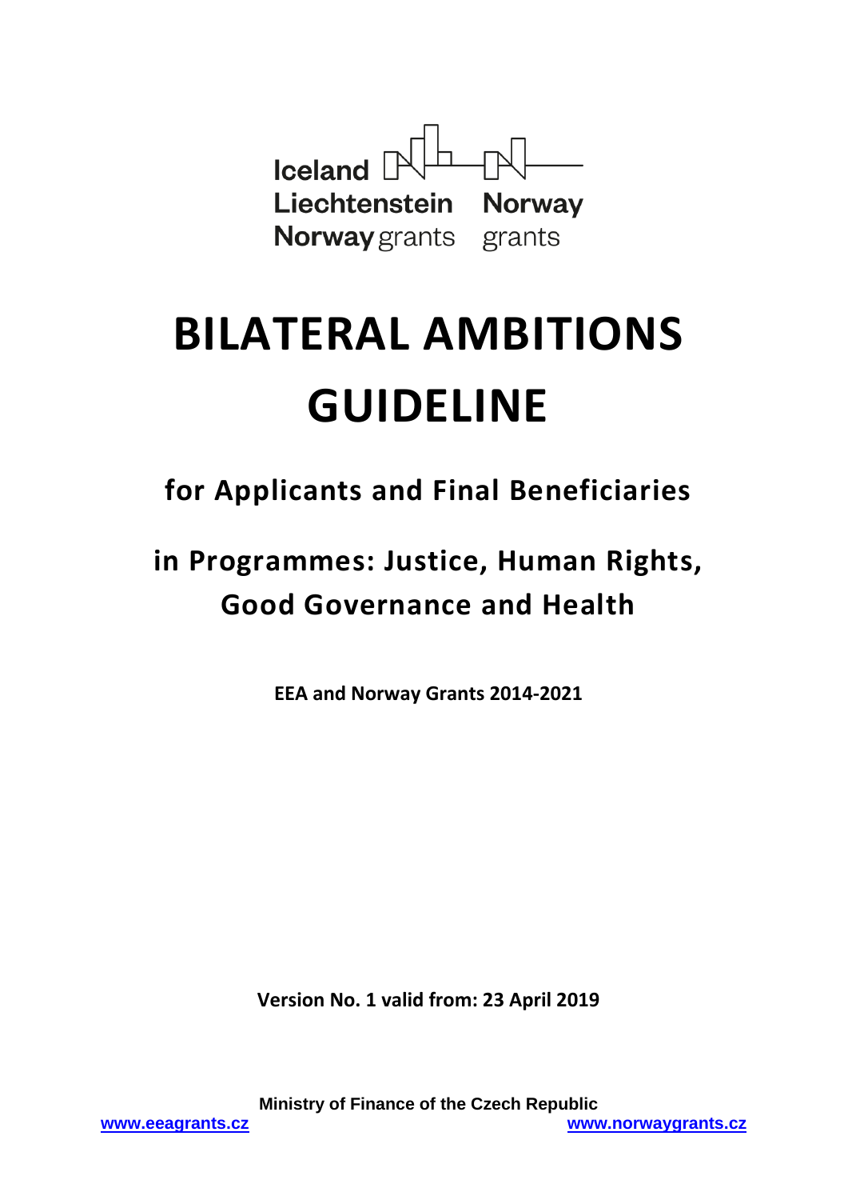Iceland Liechtenstein Norway grants

Norway grants

# BILATERAL AMBITIONS GUIDELINE

## for Applicants and Final Beneficiaries

## in Programmes: Justice, Human Rights, Good Governance and Health

**EEA and Norway Grants 2014-2021**

**Version No. 1 valid from: 23 April 2019**

**Ministry of Finance of the Czech Republic**

www.eeagrants.cz www.norwaygrants.cz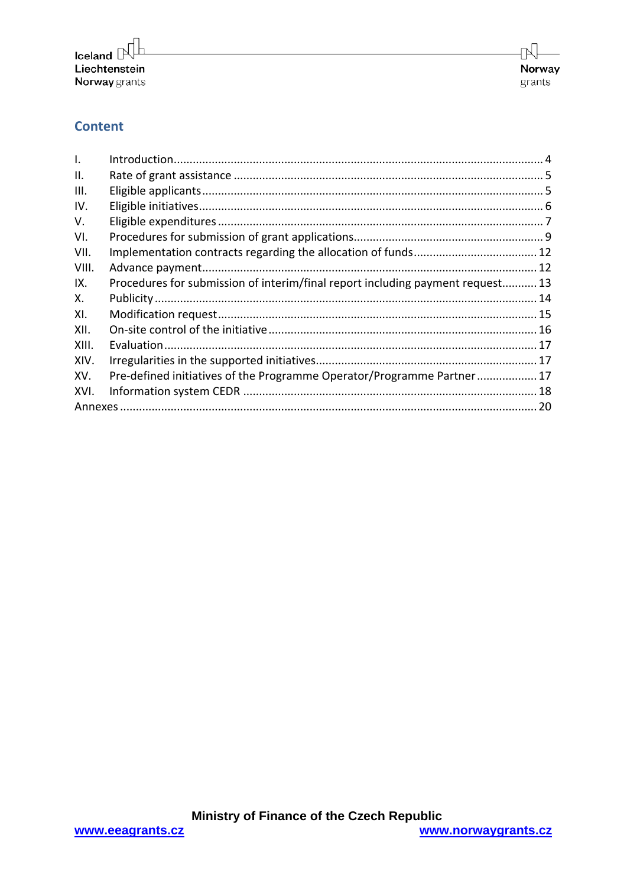## Content

| | | |
|---|---|---|
| I. | Introduction | 4 |
| II. | Rate of grant assistance | 5 |
| III. | Eligible applicants | 5 |
| IV. | Eligible initiatives | 6 |
| V. | Eligible expenditures | 7 |
| VI. | Procedures for submission of grant applications | 9 |
| VII. | Implementation contracts regarding the allocation of funds | 12 |
| VIII. | Advance payment | 12 |
| IX. | Procedures for submission of interim/final report including payment request | 13 |
| X. | Publicity | 14 |
| XI. | Modification request | 15 |
| XII. | On-site control of the initiative | 16 |
| XIII. | Evaluation | 17 |
| XIV. | Irregularities in the supported initiatives | 17 |
| XV. | Pre-defined initiatives of the Programme Operator/Programme Partner | 17 |
| XVI. | Information system CEDR | 18 |
| Annexes | | 20 |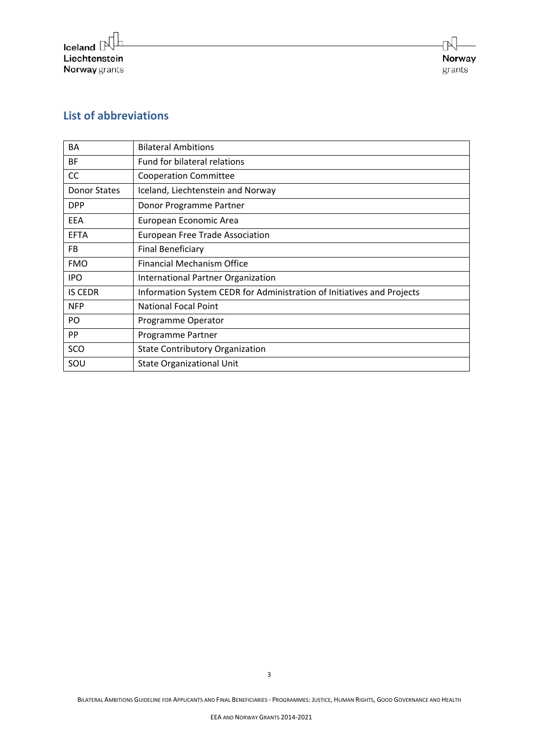## List of abbreviations

| | |
|---|---|
| BA | Bilateral Ambitions |
| BF | Fund for bilateral relations |
| CC | Cooperation Committee |
| Donor States | Iceland, Liechtenstein and Norway |
| DPP | Donor Programme Partner |
| EEA | European Economic Area |
| EFTA | European Free Trade Association |
| FB | Final Beneficiary |
| FMO | Financial Mechanism Office |
| IPO | International Partner Organization |
| IS CEDR | Information System CEDR for Administration of Initiatives and Projects |
| NFP | National Focal Point |
| PO | Programme Operator |
| PP | Programme Partner |
| SCO | State Contributory Organization |
| SOU | State Organizational Unit |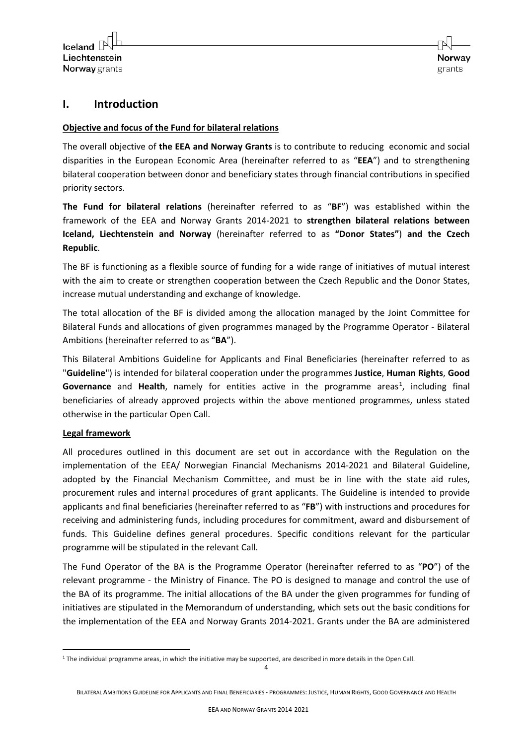# I. Introduction

**Objective and focus of the Fund for bilateral relations**

The overall objective of **the EEA and Norway Grants** is to contribute to reducing economic and social disparities in the European Economic Area (hereinafter referred to as "**EEA**") and to strengthening bilateral cooperation between donor and beneficiary states through financial contributions in specified priority sectors.

**The Fund for bilateral relations** (hereinafter referred to as "**BF**") was established within the framework of the EEA and Norway Grants 2014-2021 to **strengthen bilateral relations between Iceland, Liechtenstein and Norway** (hereinafter referred to as **"Donor States"**) **and the Czech Republic**.

The BF is functioning as a flexible source of funding for a wide range of initiatives of mutual interest with the aim to create or strengthen cooperation between the Czech Republic and the Donor States, increase mutual understanding and exchange of knowledge.

The total allocation of the BF is divided among the allocation managed by the Joint Committee for Bilateral Funds and allocations of given programmes managed by the Programme Operator - Bilateral Ambitions (hereinafter referred to as "**BA**").

This Bilateral Ambitions Guideline for Applicants and Final Beneficiaries (hereinafter referred to as "**Guideline**") is intended for bilateral cooperation under the programmes **Justice**, **Human Rights**, **Good Governance** and **Health**, namely for entities active in the programme areas[1], including final beneficiaries of already approved projects within the above mentioned programmes, unless stated otherwise in the particular Open Call.

**Legal framework**

All procedures outlined in this document are set out in accordance with the Regulation on the implementation of the EEA/ Norwegian Financial Mechanisms 2014-2021 and Bilateral Guideline, adopted by the Financial Mechanism Committee, and must be in line with the state aid rules, procurement rules and internal procedures of grant applicants. The Guideline is intended to provide applicants and final beneficiaries (hereinafter referred to as "**FB**") with instructions and procedures for receiving and administering funds, including procedures for commitment, award and disbursement of funds. This Guideline defines general procedures. Specific conditions relevant for the particular programme will be stipulated in the relevant Call.

The Fund Operator of the BA is the Programme Operator (hereinafter referred to as "**PO**") of the relevant programme - the Ministry of Finance. The PO is designed to manage and control the use of the BA of its programme. The initial allocations of the BA under the given programmes for funding of initiatives are stipulated in the Memorandum of understanding, which sets out the basic conditions for the implementation of the EEA and Norway Grants 2014-2021. Grants under the BA are administered

[1] The individual programme areas, in which the initiative may be supported, are described in more details in the Open Call.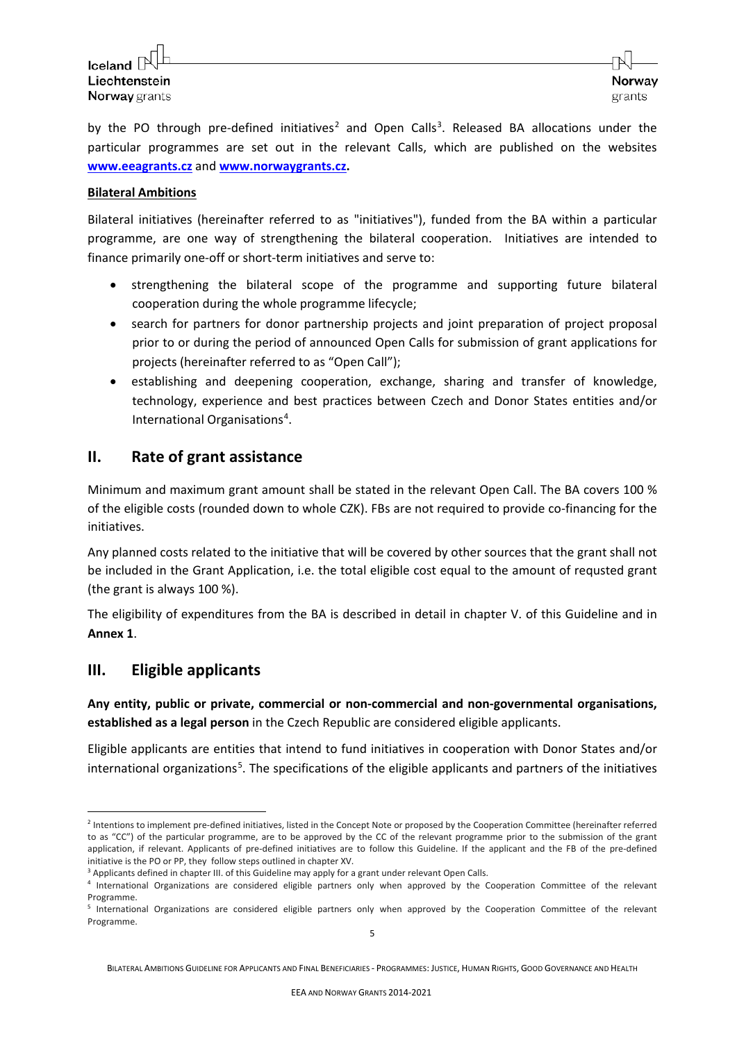by the PO through pre-defined initiatives[2] and Open Calls[3]. Released BA allocations under the particular programmes are set out in the relevant Calls, which are published on the websites **[www.eeagrants.cz](http://www.eeagrants.cz)** and **[www.norwaygrants.cz](http://www.norwaygrants.cz).**

**Bilateral Ambitions**

Bilateral initiatives (hereinafter referred to as "initiatives"), funded from the BA within a particular programme, are one way of strengthening the bilateral cooperation. Initiatives are intended to finance primarily one-off or short-term initiatives and serve to:

- strengthening the bilateral scope of the programme and supporting future bilateral cooperation during the whole programme lifecycle;
- search for partners for donor partnership projects and joint preparation of project proposal prior to or during the period of announced Open Calls for submission of grant applications for projects (hereinafter referred to as "Open Call");
- establishing and deepening cooperation, exchange, sharing and transfer of knowledge, technology, experience and best practices between Czech and Donor States entities and/or International Organisations[4].

## II. Rate of grant assistance

Minimum and maximum grant amount shall be stated in the relevant Open Call. The BA covers 100 % of the eligible costs (rounded down to whole CZK). FBs are not required to provide co-financing for the initiatives.

Any planned costs related to the initiative that will be covered by other sources that the grant shall not be included in the Grant Application, i.e. the total eligible cost equal to the amount of requsted grant (the grant is always 100 %).

The eligibility of expenditures from the BA is described in detail in chapter V. of this Guideline and in **Annex 1**.

## III. Eligible applicants

**Any entity, public or private, commercial or non-commercial and non-governmental organisations, established as a legal person** in the Czech Republic are considered eligible applicants.

Eligible applicants are entities that intend to fund initiatives in cooperation with Donor States and/or international organizations[5]. The specifications of the eligible applicants and partners of the initiatives

---

[2] Intentions to implement pre-defined initiatives, listed in the Concept Note or proposed by the Cooperation Committee (hereinafter referred to as "CC") of the particular programme, are to be approved by the CC of the relevant programme prior to the submission of the grant application, if relevant. Applicants of pre-defined initiatives are to follow this Guideline. If the applicant and the FB of the pre-defined initiative is the PO or PP, they follow steps outlined in chapter XV.

[3] Applicants defined in chapter III. of this Guideline may apply for a grant under relevant Open Calls.

[4] International Organizations are considered eligible partners only when approved by the Cooperation Committee of the relevant Programme.

[5] International Organizations are considered eligible partners only when approved by the Cooperation Committee of the relevant Programme.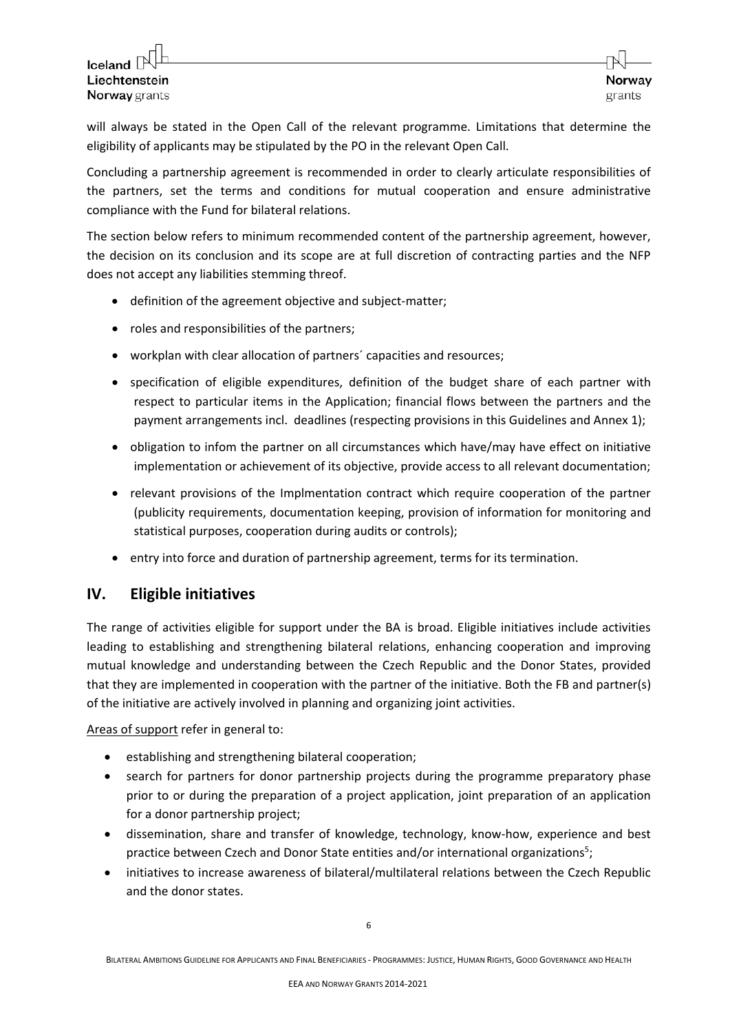will always be stated in the Open Call of the relevant programme. Limitations that determine the eligibility of applicants may be stipulated by the PO in the relevant Open Call.

Concluding a partnership agreement is recommended in order to clearly articulate responsibilities of the partners, set the terms and conditions for mutual cooperation and ensure administrative compliance with the Fund for bilateral relations.

The section below refers to minimum recommended content of the partnership agreement, however, the decision on its conclusion and its scope are at full discretion of contracting parties and the NFP does not accept any liabilities stemming threof.

- definition of the agreement objective and subject-matter;
- roles and responsibilities of the partners;
- workplan with clear allocation of partners´ capacities and resources;
- specification of eligible expenditures, definition of the budget share of each partner with respect to particular items in the Application; financial flows between the partners and the payment arrangements incl. deadlines (respecting provisions in this Guidelines and Annex 1);
- obligation to infom the partner on all circumstances which have/may have effect on initiative implementation or achievement of its objective, provide access to all relevant documentation;
- relevant provisions of the Implmentation contract which require cooperation of the partner (publicity requirements, documentation keeping, provision of information for monitoring and statistical purposes, cooperation during audits or controls);
- entry into force and duration of partnership agreement, terms for its termination.

## IV. Eligible initiatives

The range of activities eligible for support under the BA is broad. Eligible initiatives include activities leading to establishing and strengthening bilateral relations, enhancing cooperation and improving mutual knowledge and understanding between the Czech Republic and the Donor States, provided that they are implemented in cooperation with the partner of the initiative. Both the FB and partner(s) of the initiative are actively involved in planning and organizing joint activities.

Areas of support refer in general to:

- establishing and strengthening bilateral cooperation;
- search for partners for donor partnership projects during the programme preparatory phase prior to or during the preparation of a project application, joint preparation of an application for a donor partnership project;
- dissemination, share and transfer of knowledge, technology, know-how, experience and best practice between Czech and Donor State entities and/or international organizations[5];
- initiatives to increase awareness of bilateral/multilateral relations between the Czech Republic and the donor states.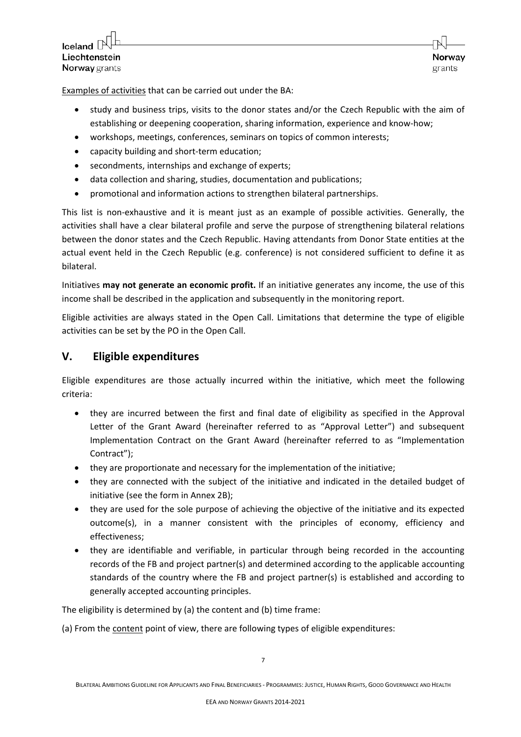Examples of activities that can be carried out under the BA:

- study and business trips, visits to the donor states and/or the Czech Republic with the aim of establishing or deepening cooperation, sharing information, experience and know-how;
- workshops, meetings, conferences, seminars on topics of common interests;
- capacity building and short-term education;
- secondments, internships and exchange of experts;
- data collection and sharing, studies, documentation and publications;
- promotional and information actions to strengthen bilateral partnerships.

This list is non-exhaustive and it is meant just as an example of possible activities. Generally, the activities shall have a clear bilateral profile and serve the purpose of strengthening bilateral relations between the donor states and the Czech Republic. Having attendants from Donor State entities at the actual event held in the Czech Republic (e.g. conference) is not considered sufficient to define it as bilateral.

Initiatives **may not generate an economic profit.** If an initiative generates any income, the use of this income shall be described in the application and subsequently in the monitoring report.

Eligible activities are always stated in the Open Call. Limitations that determine the type of eligible activities can be set by the PO in the Open Call.

## V. Eligible expenditures

Eligible expenditures are those actually incurred within the initiative, which meet the following criteria:

- they are incurred between the first and final date of eligibility as specified in the Approval Letter of the Grant Award (hereinafter referred to as "Approval Letter") and subsequent Implementation Contract on the Grant Award (hereinafter referred to as "Implementation Contract");
- they are proportionate and necessary for the implementation of the initiative;
- they are connected with the subject of the initiative and indicated in the detailed budget of initiative (see the form in Annex 2B);
- they are used for the sole purpose of achieving the objective of the initiative and its expected outcome(s), in a manner consistent with the principles of economy, efficiency and effectiveness;
- they are identifiable and verifiable, in particular through being recorded in the accounting records of the FB and project partner(s) and determined according to the applicable accounting standards of the country where the FB and project partner(s) is established and according to generally accepted accounting principles.

The eligibility is determined by (a) the content and (b) time frame:

(a) From the content point of view, there are following types of eligible expenditures: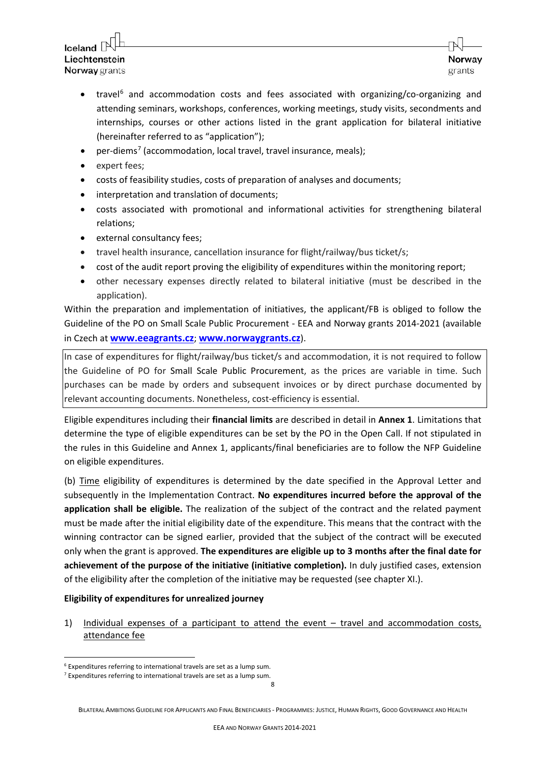- travel[6] and accommodation costs and fees associated with organizing/co-organizing and attending seminars, workshops, conferences, working meetings, study visits, secondments and internships, courses or other actions listed in the grant application for bilateral initiative (hereinafter referred to as "application");
- per-diems[7] (accommodation, local travel, travel insurance, meals);
- expert fees;
- costs of feasibility studies, costs of preparation of analyses and documents;
- interpretation and translation of documents;
- costs associated with promotional and informational activities for strengthening bilateral relations;
- external consultancy fees;
- travel health insurance, cancellation insurance for flight/railway/bus ticket/s;
- cost of the audit report proving the eligibility of expenditures within the monitoring report;
- other necessary expenses directly related to bilateral initiative (must be described in the application).

Within the preparation and implementation of initiatives, the applicant/FB is obliged to follow the Guideline of the PO on Small Scale Public Procurement - EEA and Norway grants 2014-2021 (available in Czech at **www.eeagrants.cz**; **www.norwaygrants.cz**).

In case of expenditures for flight/railway/bus ticket/s and accommodation, it is not required to follow the Guideline of PO for Small Scale Public Procurement, as the prices are variable in time. Such purchases can be made by orders and subsequent invoices or by direct purchase documented by relevant accounting documents. Nonetheless, cost-efficiency is essential.

Eligible expenditures including their **financial limits** are described in detail in **Annex 1**. Limitations that determine the type of eligible expenditures can be set by the PO in the Open Call. If not stipulated in the rules in this Guideline and Annex 1, applicants/final beneficiaries are to follow the NFP Guideline on eligible expenditures.

(b) Time eligibility of expenditures is determined by the date specified in the Approval Letter and subsequently in the Implementation Contract. **No expenditures incurred before the approval of the application shall be eligible.** The realization of the subject of the contract and the related payment must be made after the initial eligibility date of the expenditure. This means that the contract with the winning contractor can be signed earlier, provided that the subject of the contract will be executed only when the grant is approved. **The expenditures are eligible up to 3 months after the final date for achievement of the purpose of the initiative (initiative completion).** In duly justified cases, extension of the eligibility after the completion of the initiative may be requested (see chapter XI.).

**Eligibility of expenditures for unrealized journey**

1) Individual expenses of a participant to attend the event – travel and accommodation costs, attendance fee

[6] Expenditures referring to international travels are set as a lump sum.

[7] Expenditures referring to international travels are set as a lump sum.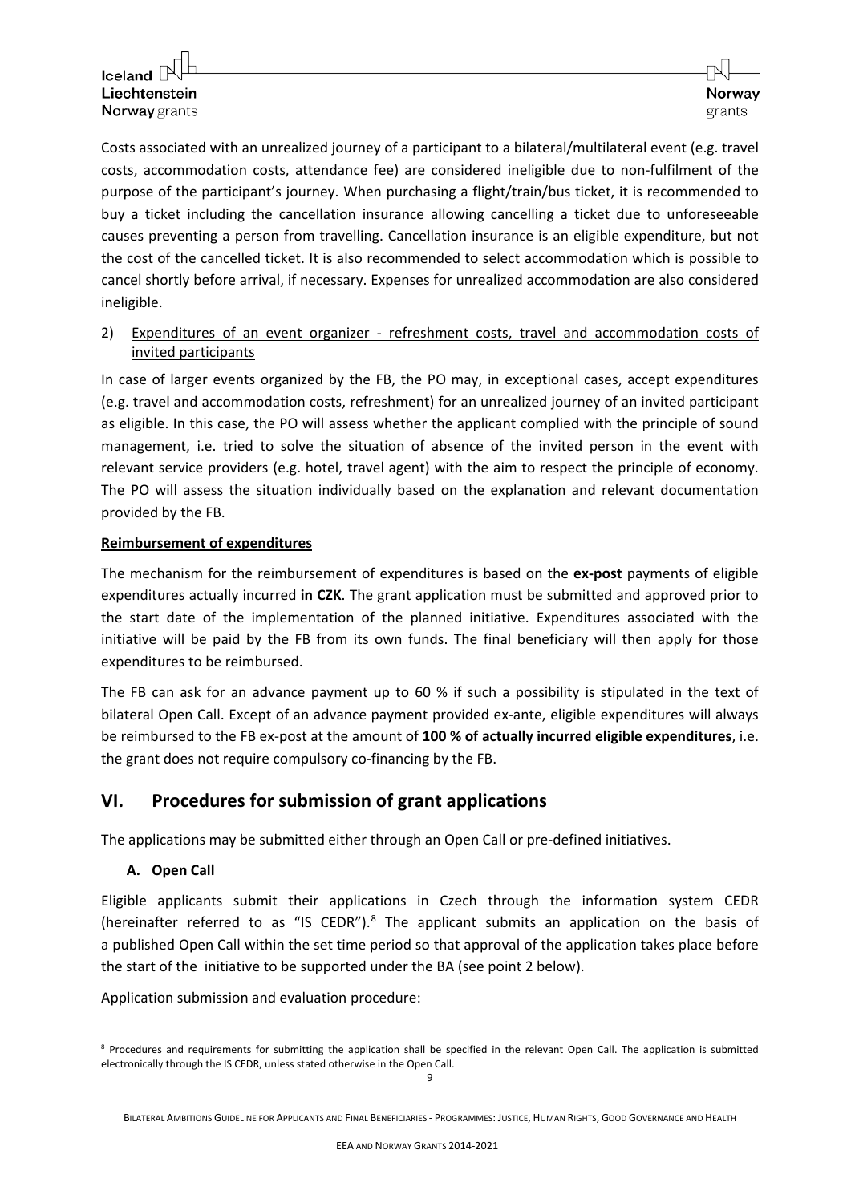Costs associated with an unrealized journey of a participant to a bilateral/multilateral event (e.g. travel costs, accommodation costs, attendance fee) are considered ineligible due to non-fulfilment of the purpose of the participant's journey. When purchasing a flight/train/bus ticket, it is recommended to buy a ticket including the cancellation insurance allowing cancelling a ticket due to unforeseeable causes preventing a person from travelling. Cancellation insurance is an eligible expenditure, but not the cost of the cancelled ticket. It is also recommended to select accommodation which is possible to cancel shortly before arrival, if necessary. Expenses for unrealized accommodation are also considered ineligible.

2) Expenditures of an event organizer - refreshment costs, travel and accommodation costs of invited participants

In case of larger events organized by the FB, the PO may, in exceptional cases, accept expenditures (e.g. travel and accommodation costs, refreshment) for an unrealized journey of an invited participant as eligible. In this case, the PO will assess whether the applicant complied with the principle of sound management, i.e. tried to solve the situation of absence of the invited person in the event with relevant service providers (e.g. hotel, travel agent) with the aim to respect the principle of economy. The PO will assess the situation individually based on the explanation and relevant documentation provided by the FB.

**Reimbursement of expenditures**

The mechanism for the reimbursement of expenditures is based on the **ex-post** payments of eligible expenditures actually incurred **in CZK**. The grant application must be submitted and approved prior to the start date of the implementation of the planned initiative. Expenditures associated with the initiative will be paid by the FB from its own funds. The final beneficiary will then apply for those expenditures to be reimbursed.

The FB can ask for an advance payment up to 60 % if such a possibility is stipulated in the text of bilateral Open Call. Except of an advance payment provided ex-ante, eligible expenditures will always be reimbursed to the FB ex-post at the amount of **100 % of actually incurred eligible expenditures**, i.e. the grant does not require compulsory co-financing by the FB.

## VI. Procedures for submission of grant applications

The applications may be submitted either through an Open Call or pre-defined initiatives.

### A. Open Call

Eligible applicants submit their applications in Czech through the information system CEDR (hereinafter referred to as "IS CEDR").[8] The applicant submits an application on the basis of a published Open Call within the set time period so that approval of the application takes place before the start of the initiative to be supported under the BA (see point 2 below).

Application submission and evaluation procedure:

[8] Procedures and requirements for submitting the application shall be specified in the relevant Open Call. The application is submitted electronically through the IS CEDR, unless stated otherwise in the Open Call.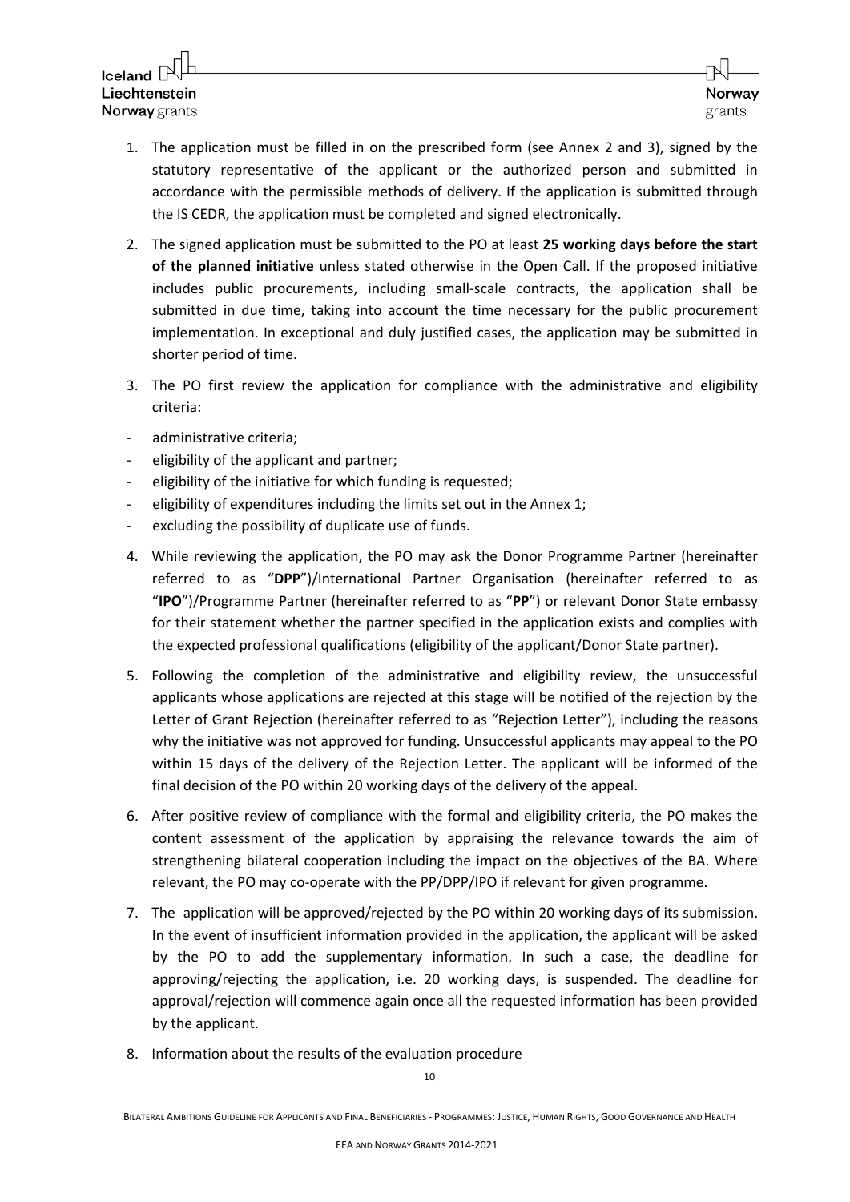1. The application must be filled in on the prescribed form (see Annex 2 and 3), signed by the statutory representative of the applicant or the authorized person and submitted in accordance with the permissible methods of delivery. If the application is submitted through the IS CEDR, the application must be completed and signed electronically.

2. The signed application must be submitted to the PO at least **25 working days before the start of the planned initiative** unless stated otherwise in the Open Call. If the proposed initiative includes public procurements, including small-scale contracts, the application shall be submitted in due time, taking into account the time necessary for the public procurement implementation. In exceptional and duly justified cases, the application may be submitted in shorter period of time.

3. The PO first review the application for compliance with the administrative and eligibility criteria:

- administrative criteria;
- eligibility of the applicant and partner;
- eligibility of the initiative for which funding is requested;
- eligibility of expenditures including the limits set out in the Annex 1;
- excluding the possibility of duplicate use of funds.

4. While reviewing the application, the PO may ask the Donor Programme Partner (hereinafter referred to as "**DPP**")/International Partner Organisation (hereinafter referred to as "**IPO**")/Programme Partner (hereinafter referred to as "**PP**") or relevant Donor State embassy for their statement whether the partner specified in the application exists and complies with the expected professional qualifications (eligibility of the applicant/Donor State partner).

5. Following the completion of the administrative and eligibility review, the unsuccessful applicants whose applications are rejected at this stage will be notified of the rejection by the Letter of Grant Rejection (hereinafter referred to as "Rejection Letter"), including the reasons why the initiative was not approved for funding. Unsuccessful applicants may appeal to the PO within 15 days of the delivery of the Rejection Letter. The applicant will be informed of the final decision of the PO within 20 working days of the delivery of the appeal.

6. After positive review of compliance with the formal and eligibility criteria, the PO makes the content assessment of the application by appraising the relevance towards the aim of strengthening bilateral cooperation including the impact on the objectives of the BA. Where relevant, the PO may co-operate with the PP/DPP/IPO if relevant for given programme.

7. The application will be approved/rejected by the PO within 20 working days of its submission. In the event of insufficient information provided in the application, the applicant will be asked by the PO to add the supplementary information. In such a case, the deadline for approving/rejecting the application, i.e. 20 working days, is suspended. The deadline for approval/rejection will commence again once all the requested information has been provided by the applicant.

8. Information about the results of the evaluation procedure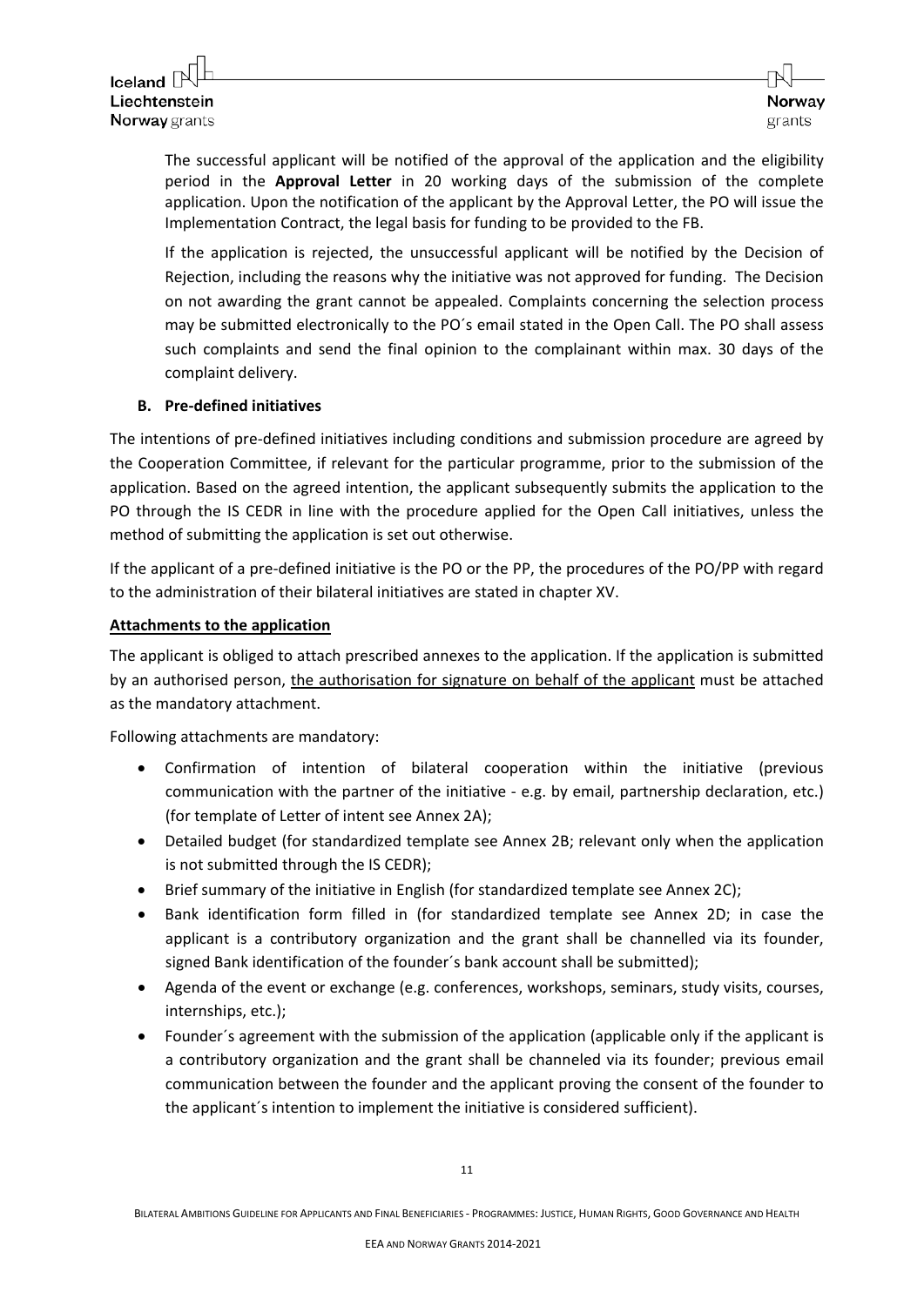The successful applicant will be notified of the approval of the application and the eligibility period in the **Approval Letter** in 20 working days of the submission of the complete application. Upon the notification of the applicant by the Approval Letter, the PO will issue the Implementation Contract, the legal basis for funding to be provided to the FB.

If the application is rejected, the unsuccessful applicant will be notified by the Decision of Rejection, including the reasons why the initiative was not approved for funding. The Decision on not awarding the grant cannot be appealed. Complaints concerning the selection process may be submitted electronically to the PO´s email stated in the Open Call. The PO shall assess such complaints and send the final opinion to the complainant within max. 30 days of the complaint delivery.

**B. Pre-defined initiatives**

The intentions of pre-defined initiatives including conditions and submission procedure are agreed by the Cooperation Committee, if relevant for the particular programme, prior to the submission of the application. Based on the agreed intention, the applicant subsequently submits the application to the PO through the IS CEDR in line with the procedure applied for the Open Call initiatives, unless the method of submitting the application is set out otherwise.

If the applicant of a pre-defined initiative is the PO or the PP, the procedures of the PO/PP with regard to the administration of their bilateral initiatives are stated in chapter XV.

**Attachments to the application**

The applicant is obliged to attach prescribed annexes to the application. If the application is submitted by an authorised person, the authorisation for signature on behalf of the applicant must be attached as the mandatory attachment.

Following attachments are mandatory:

- Confirmation of intention of bilateral cooperation within the initiative (previous communication with the partner of the initiative - e.g. by email, partnership declaration, etc.) (for template of Letter of intent see Annex 2A);
- Detailed budget (for standardized template see Annex 2B; relevant only when the application is not submitted through the IS CEDR);
- Brief summary of the initiative in English (for standardized template see Annex 2C);
- Bank identification form filled in (for standardized template see Annex 2D; in case the applicant is a contributory organization and the grant shall be channelled via its founder, signed Bank identification of the founder´s bank account shall be submitted);
- Agenda of the event or exchange (e.g. conferences, workshops, seminars, study visits, courses, internships, etc.);
- Founder´s agreement with the submission of the application (applicable only if the applicant is a contributory organization and the grant shall be channeled via its founder; previous email communication between the founder and the applicant proving the consent of the founder to the applicant´s intention to implement the initiative is considered sufficient).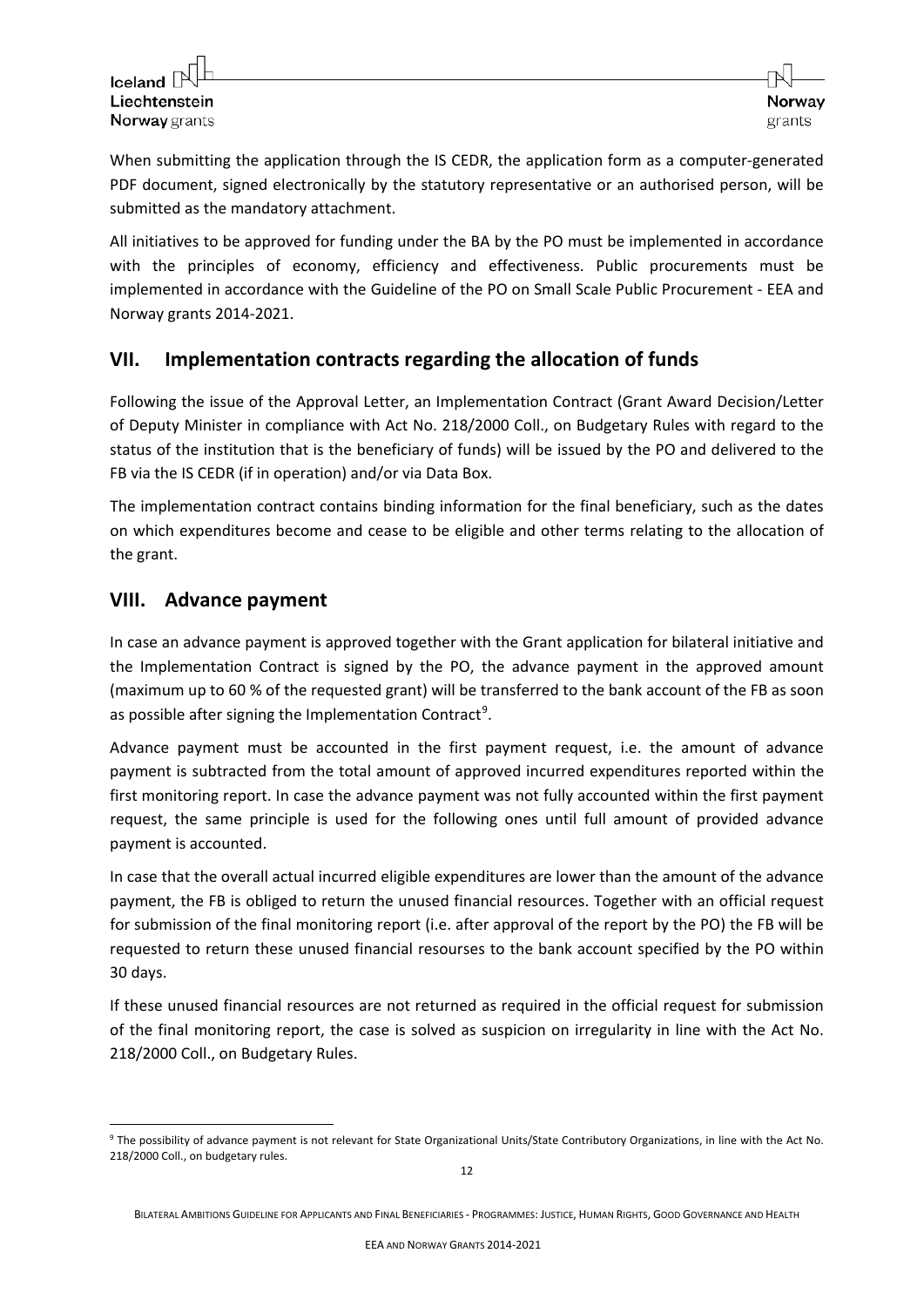When submitting the application through the IS CEDR, the application form as a computer-generated PDF document, signed electronically by the statutory representative or an authorised person, will be submitted as the mandatory attachment.

All initiatives to be approved for funding under the BA by the PO must be implemented in accordance with the principles of economy, efficiency and effectiveness. Public procurements must be implemented in accordance with the Guideline of the PO on Small Scale Public Procurement - EEA and Norway grants 2014-2021.

## VII. Implementation contracts regarding the allocation of funds

Following the issue of the Approval Letter, an Implementation Contract (Grant Award Decision/Letter of Deputy Minister in compliance with Act No. 218/2000 Coll., on Budgetary Rules with regard to the status of the institution that is the beneficiary of funds) will be issued by the PO and delivered to the FB via the IS CEDR (if in operation) and/or via Data Box.

The implementation contract contains binding information for the final beneficiary, such as the dates on which expenditures become and cease to be eligible and other terms relating to the allocation of the grant.

## VIII. Advance payment

In case an advance payment is approved together with the Grant application for bilateral initiative and the Implementation Contract is signed by the PO, the advance payment in the approved amount (maximum up to 60 % of the requested grant) will be transferred to the bank account of the FB as soon as possible after signing the Implementation Contract[9].

Advance payment must be accounted in the first payment request, i.e. the amount of advance payment is subtracted from the total amount of approved incurred expenditures reported within the first monitoring report. In case the advance payment was not fully accounted within the first payment request, the same principle is used for the following ones until full amount of provided advance payment is accounted.

In case that the overall actual incurred eligible expenditures are lower than the amount of the advance payment, the FB is obliged to return the unused financial resources. Together with an official request for submission of the final monitoring report (i.e. after approval of the report by the PO) the FB will be requested to return these unused financial resourses to the bank account specified by the PO within 30 days.

If these unused financial resources are not returned as required in the official request for submission of the final monitoring report, the case is solved as suspicion on irregularity in line with the Act No. 218/2000 Coll., on Budgetary Rules.

[9] The possibility of advance payment is not relevant for State Organizational Units/State Contributory Organizations, in line with the Act No. 218/2000 Coll., on budgetary rules.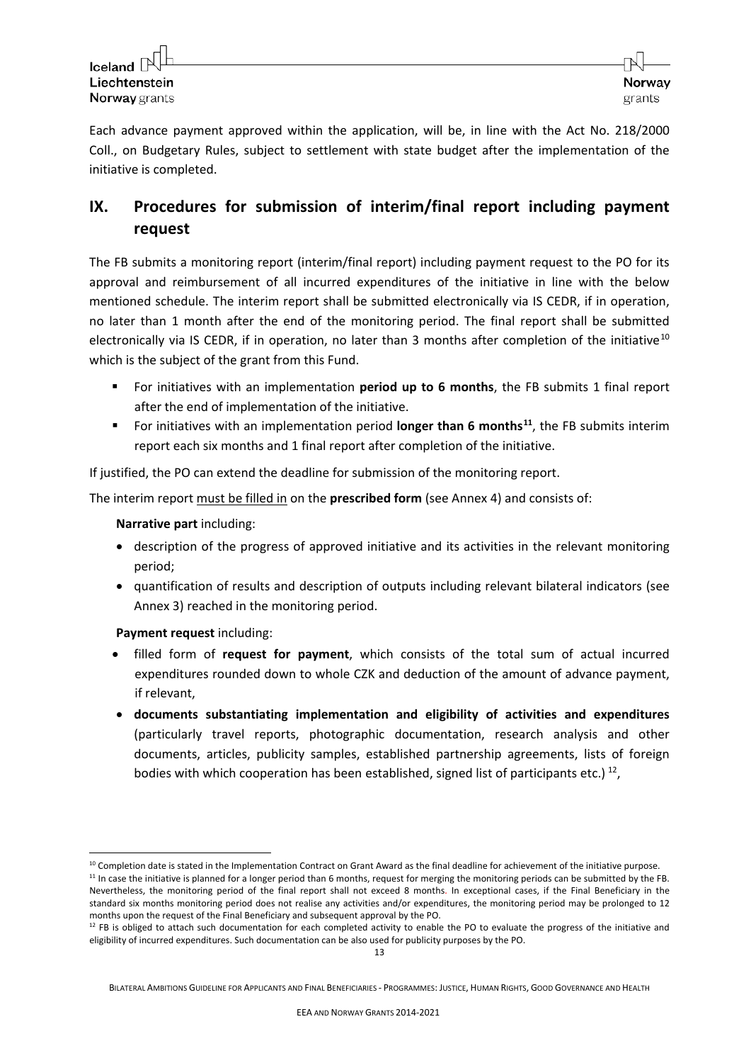Each advance payment approved within the application, will be, in line with the Act No. 218/2000 Coll., on Budgetary Rules, subject to settlement with state budget after the implementation of the initiative is completed.

## IX. Procedures for submission of interim/final report including payment request

The FB submits a monitoring report (interim/final report) including payment request to the PO for its approval and reimbursement of all incurred expenditures of the initiative in line with the below mentioned schedule. The interim report shall be submitted electronically via IS CEDR, if in operation, no later than 1 month after the end of the monitoring period. The final report shall be submitted electronically via IS CEDR, if in operation, no later than 3 months after completion of the initiative[10] which is the subject of the grant from this Fund.

- For initiatives with an implementation **period up to 6 months**, the FB submits 1 final report after the end of implementation of the initiative.
- For initiatives with an implementation period **longer than 6 months**[11], the FB submits interim report each six months and 1 final report after completion of the initiative.

If justified, the PO can extend the deadline for submission of the monitoring report.

The interim report must be filled in on the **prescribed form** (see Annex 4) and consists of:

**Narrative part** including:

- description of the progress of approved initiative and its activities in the relevant monitoring period;
- quantification of results and description of outputs including relevant bilateral indicators (see Annex 3) reached in the monitoring period.

**Payment request** including:

- filled form of **request for payment**, which consists of the total sum of actual incurred expenditures rounded down to whole CZK and deduction of the amount of advance payment, if relevant,
- **documents substantiating implementation and eligibility of activities and expenditures** (particularly travel reports, photographic documentation, research analysis and other documents, articles, publicity samples, established partnership agreements, lists of foreign bodies with which cooperation has been established, signed list of participants etc.) [12],

---

[10] Completion date is stated in the Implementation Contract on Grant Award as the final deadline for achievement of the initiative purpose.

[11] In case the initiative is planned for a longer period than 6 months, request for merging the monitoring periods can be submitted by the FB. Nevertheless, the monitoring period of the final report shall not exceed 8 months. In exceptional cases, if the Final Beneficiary in the standard six months monitoring period does not realise any activities and/or expenditures, the monitoring period may be prolonged to 12 months upon the request of the Final Beneficiary and subsequent approval by the PO.

[12] FB is obliged to attach such documentation for each completed activity to enable the PO to evaluate the progress of the initiative and eligibility of incurred expenditures. Such documentation can be also used for publicity purposes by the PO.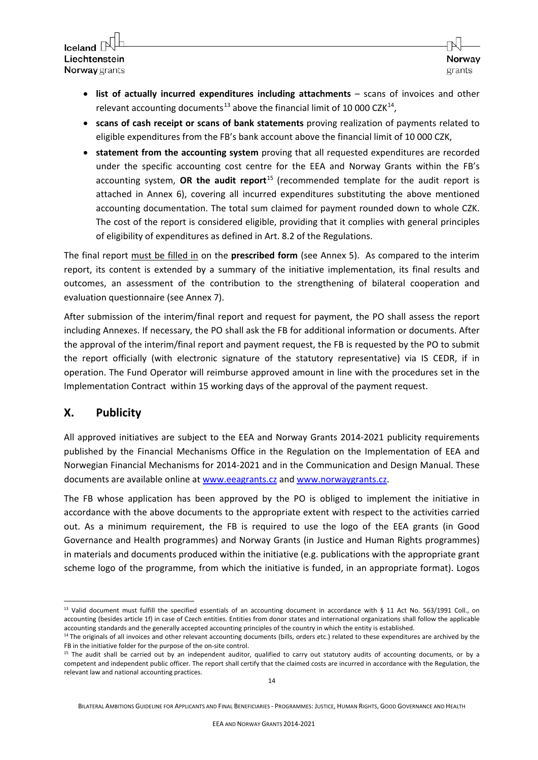- **list of actually incurred expenditures including attachments** – scans of invoices and other relevant accounting documents[13] above the financial limit of 10 000 CZK[14],
- **scans of cash receipt or scans of bank statements** proving realization of payments related to eligible expenditures from the FB's bank account above the financial limit of 10 000 CZK,
- **statement from the accounting system** proving that all requested expenditures are recorded under the specific accounting cost centre for the EEA and Norway Grants within the FB's accounting system, **OR the audit report**[15] (recommended template for the audit report is attached in Annex 6), covering all incurred expenditures substituting the above mentioned accounting documentation. The total sum claimed for payment rounded down to whole CZK. The cost of the report is considered eligible, providing that it complies with general principles of eligibility of expenditures as defined in Art. 8.2 of the Regulations.

The final report must be filled in on the **prescribed form** (see Annex 5). As compared to the interim report, its content is extended by a summary of the initiative implementation, its final results and outcomes, an assessment of the contribution to the strengthening of bilateral cooperation and evaluation questionnaire (see Annex 7).

After submission of the interim/final report and request for payment, the PO shall assess the report including Annexes. If necessary, the PO shall ask the FB for additional information or documents. After the approval of the interim/final report and payment request, the FB is requested by the PO to submit the report officially (with electronic signature of the statutory representative) via IS CEDR, if in operation. The Fund Operator will reimburse approved amount in line with the procedures set in the Implementation Contract within 15 working days of the approval of the payment request.

## X. Publicity

All approved initiatives are subject to the EEA and Norway Grants 2014-2021 publicity requirements published by the Financial Mechanisms Office in the Regulation on the Implementation of EEA and Norwegian Financial Mechanisms for 2014-2021 and in the Communication and Design Manual. These documents are available online at www.eeagrants.cz and www.norwaygrants.cz.

The FB whose application has been approved by the PO is obliged to implement the initiative in accordance with the above documents to the appropriate extent with respect to the activities carried out. As a minimum requirement, the FB is required to use the logo of the EEA grants (in Good Governance and Health programmes) and Norway Grants (in Justice and Human Rights programmes) in materials and documents produced within the initiative (e.g. publications with the appropriate grant scheme logo of the programme, from which the initiative is funded, in an appropriate format). Logos

---

[13] Valid document must fulfill the specified essentials of an accounting document in accordance with § 11 Act No. 563/1991 Coll., on accounting (besides article 1f) in case of Czech entities. Entities from donor states and international organizations shall follow the applicable accounting standards and the generally accepted accounting principles of the country in which the entity is established.

[14] The originals of all invoices and other relevant accounting documents (bills, orders etc.) related to these expenditures are archived by the FB in the initiative folder for the purpose of the on-site control.

[15] The audit shall be carried out by an independent auditor, qualified to carry out statutory audits of accounting documents, or by a competent and independent public officer. The report shall certify that the claimed costs are incurred in accordance with the Regulation, the relevant law and national accounting practices.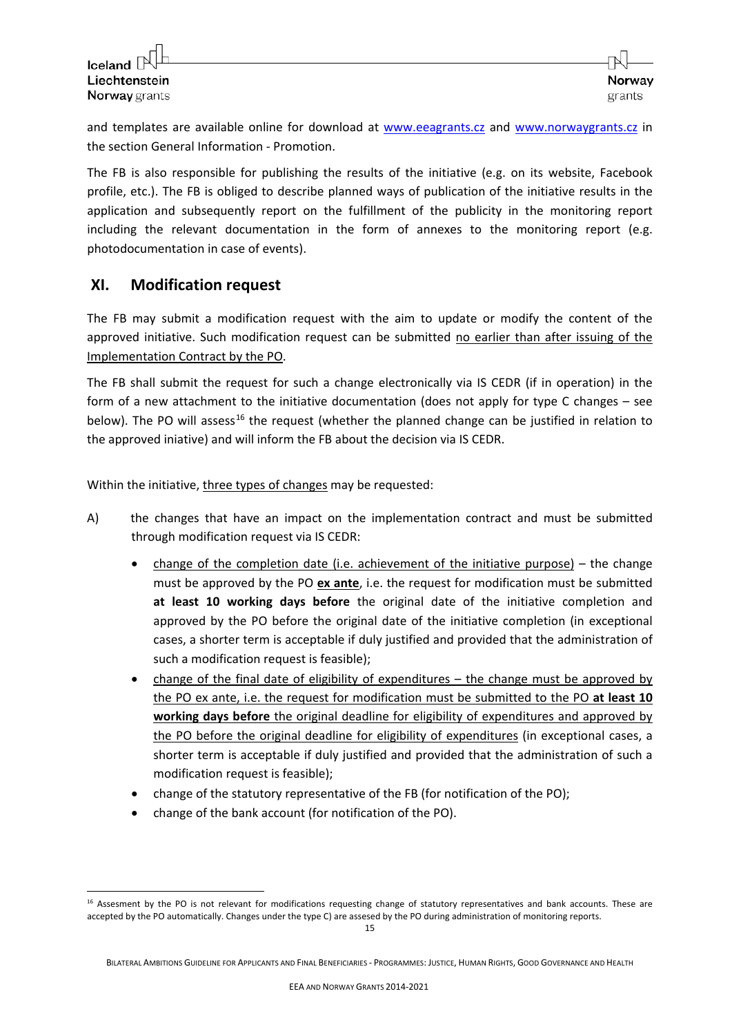and templates are available online for download at www.eeagrants.cz and www.norwaygrants.cz in the section General Information - Promotion.

The FB is also responsible for publishing the results of the initiative (e.g. on its website, Facebook profile, etc.). The FB is obliged to describe planned ways of publication of the initiative results in the application and subsequently report on the fulfillment of the publicity in the monitoring report including the relevant documentation in the form of annexes to the monitoring report (e.g. photodocumentation in case of events).

## XI. Modification request

The FB may submit a modification request with the aim to update or modify the content of the approved initiative. Such modification request can be submitted no earlier than after issuing of the Implementation Contract by the PO.

The FB shall submit the request for such a change electronically via IS CEDR (if in operation) in the form of a new attachment to the initiative documentation (does not apply for type C changes – see below). The PO will assess[16] the request (whether the planned change can be justified in relation to the approved iniative) and will inform the FB about the decision via IS CEDR.

Within the initiative, three types of changes may be requested:

A) the changes that have an impact on the implementation contract and must be submitted through modification request via IS CEDR:

- change of the completion date (i.e. achievement of the initiative purpose) – the change must be approved by the PO **ex ante**, i.e. the request for modification must be submitted **at least 10 working days before** the original date of the initiative completion and approved by the PO before the original date of the initiative completion (in exceptional cases, a shorter term is acceptable if duly justified and provided that the administration of such a modification request is feasible);
- change of the final date of eligibility of expenditures – the change must be approved by the PO ex ante, i.e. the request for modification must be submitted to the PO **at least 10 working days before** the original deadline for eligibility of expenditures and approved by the PO before the original deadline for eligibility of expenditures (in exceptional cases, a shorter term is acceptable if duly justified and provided that the administration of such a modification request is feasible);
- change of the statutory representative of the FB (for notification of the PO);
- change of the bank account (for notification of the PO).

[16] Assesment by the PO is not relevant for modifications requesting change of statutory representatives and bank accounts. These are accepted by the PO automatically. Changes under the type C) are assesed by the PO during administration of monitoring reports.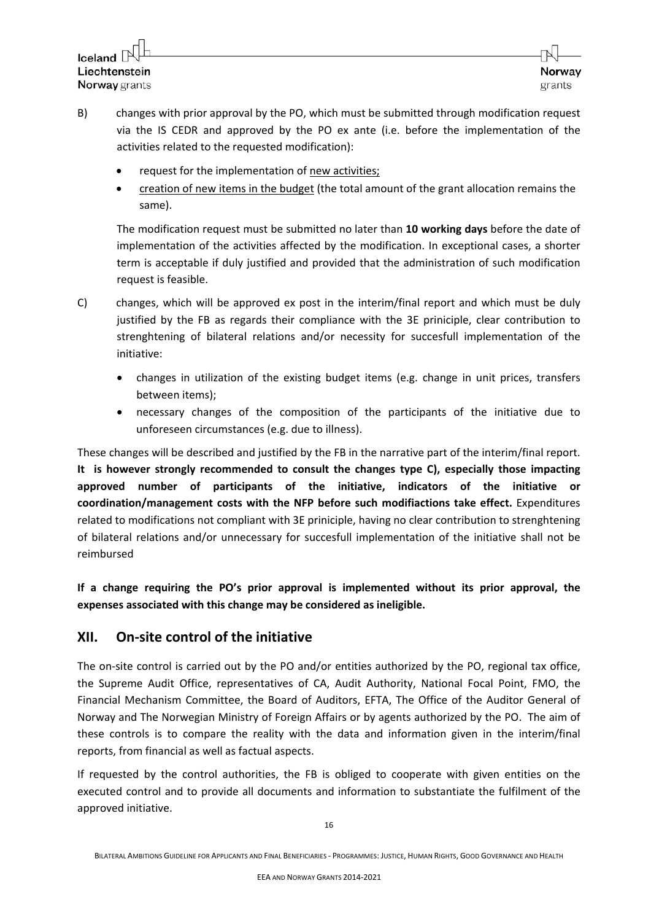B) changes with prior approval by the PO, which must be submitted through modification request via the IS CEDR and approved by the PO ex ante (i.e. before the implementation of the activities related to the requested modification):

- request for the implementation of <u>new activities;</u>
- <u>creation of new items in the budget</u> (the total amount of the grant allocation remains the same).

The modification request must be submitted no later than **10 working days** before the date of implementation of the activities affected by the modification. In exceptional cases, a shorter term is acceptable if duly justified and provided that the administration of such modification request is feasible.

C) changes, which will be approved ex post in the interim/final report and which must be duly justified by the FB as regards their compliance with the 3E priniciple, clear contribution to strenghtening of bilateral relations and/or necessity for succesfull implementation of the initiative:

- changes in utilization of the existing budget items (e.g. change in unit prices, transfers between items);
- necessary changes of the composition of the participants of the initiative due to unforeseen circumstances (e.g. due to illness).

These changes will be described and justified by the FB in the narrative part of the interim/final report. **It is however strongly recommended to consult the changes type C), especially those impacting approved number of participants of the initiative, indicators of the initiative or coordination/management costs with the NFP before such modifiactions take effect.** Expenditures related to modifications not compliant with 3E priniciple, having no clear contribution to strenghtening of bilateral relations and/or unnecessary for succesfull implementation of the initiative shall not be reimbursed

**If a change requiring the PO's prior approval is implemented without its prior approval, the expenses associated with this change may be considered as ineligible.**

## XII. On-site control of the initiative

The on-site control is carried out by the PO and/or entities authorized by the PO, regional tax office, the Supreme Audit Office, representatives of CA, Audit Authority, National Focal Point, FMO, the Financial Mechanism Committee, the Board of Auditors, EFTA, The Office of the Auditor General of Norway and The Norwegian Ministry of Foreign Affairs or by agents authorized by the PO. The aim of these controls is to compare the reality with the data and information given in the interim/final reports, from financial as well as factual aspects.

If requested by the control authorities, the FB is obliged to cooperate with given entities on the executed control and to provide all documents and information to substantiate the fulfilment of the approved initiative.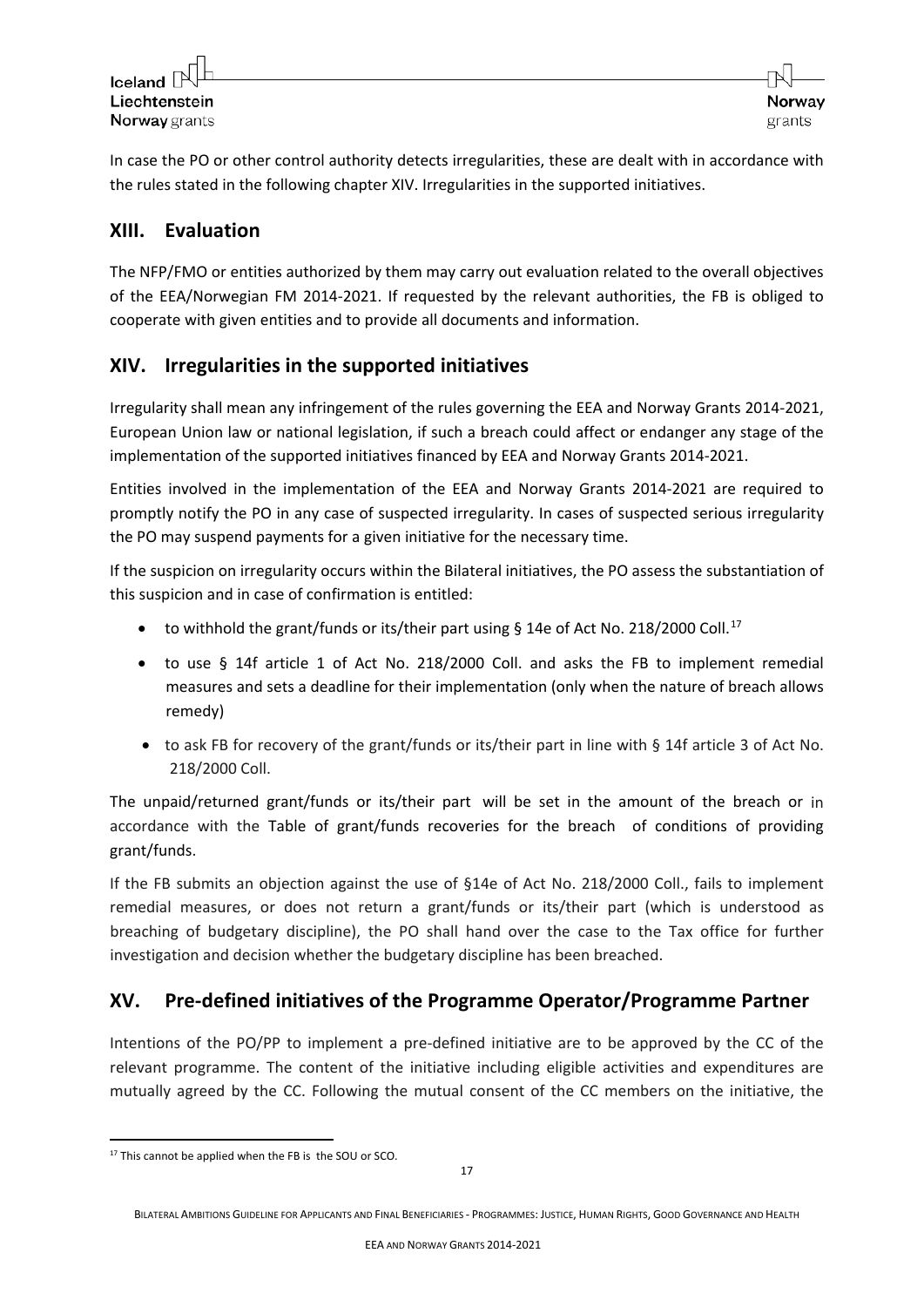In case the PO or other control authority detects irregularities, these are dealt with in accordance with the rules stated in the following chapter XIV. Irregularities in the supported initiatives.

## XIII. Evaluation

The NFP/FMO or entities authorized by them may carry out evaluation related to the overall objectives of the EEA/Norwegian FM 2014-2021. If requested by the relevant authorities, the FB is obliged to cooperate with given entities and to provide all documents and information.

## XIV. Irregularities in the supported initiatives

Irregularity shall mean any infringement of the rules governing the EEA and Norway Grants 2014-2021, European Union law or national legislation, if such a breach could affect or endanger any stage of the implementation of the supported initiatives financed by EEA and Norway Grants 2014-2021.

Entities involved in the implementation of the EEA and Norway Grants 2014-2021 are required to promptly notify the PO in any case of suspected irregularity. In cases of suspected serious irregularity the PO may suspend payments for a given initiative for the necessary time.

If the suspicion on irregularity occurs within the Bilateral initiatives, the PO assess the substantiation of this suspicion and in case of confirmation is entitled:

- to withhold the grant/funds or its/their part using § 14e of Act No. 218/2000 Coll.[17]
- to use § 14f article 1 of Act No. 218/2000 Coll. and asks the FB to implement remedial measures and sets a deadline for their implementation (only when the nature of breach allows remedy)
- to ask FB for recovery of the grant/funds or its/their part in line with § 14f article 3 of Act No. 218/2000 Coll.

The unpaid/returned grant/funds or its/their part will be set in the amount of the breach or in accordance with the Table of grant/funds recoveries for the breach of conditions of providing grant/funds.

If the FB submits an objection against the use of §14e of Act No. 218/2000 Coll., fails to implement remedial measures, or does not return a grant/funds or its/their part (which is understood as breaching of budgetary discipline), the PO shall hand over the case to the Tax office for further investigation and decision whether the budgetary discipline has been breached.

## XV. Pre-defined initiatives of the Programme Operator/Programme Partner

Intentions of the PO/PP to implement a pre-defined initiative are to be approved by the CC of the relevant programme. The content of the initiative including eligible activities and expenditures are mutually agreed by the CC. Following the mutual consent of the CC members on the initiative, the

[17] This cannot be applied when the FB is the SOU or SCO.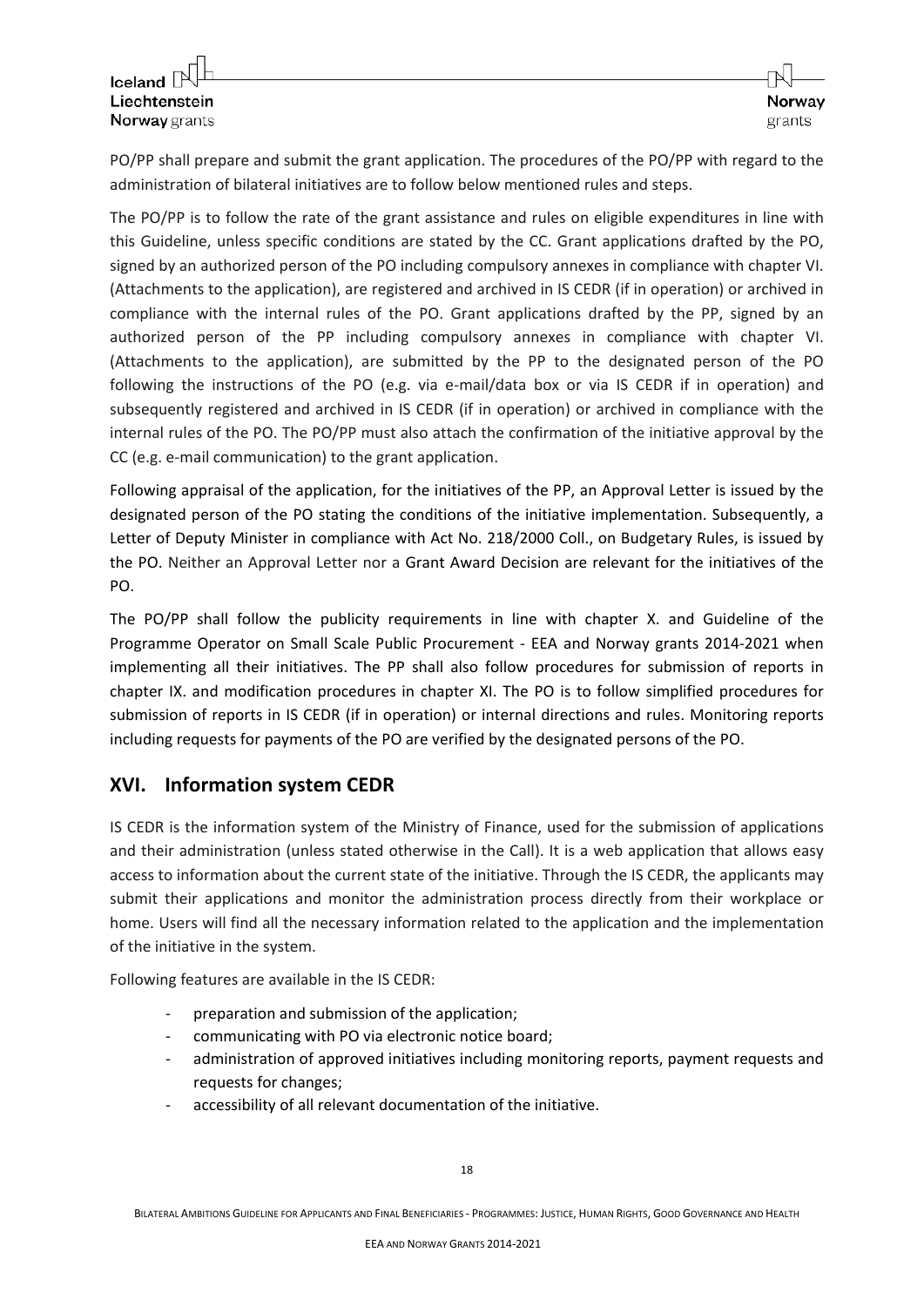PO/PP shall prepare and submit the grant application. The procedures of the PO/PP with regard to the administration of bilateral initiatives are to follow below mentioned rules and steps.

The PO/PP is to follow the rate of the grant assistance and rules on eligible expenditures in line with this Guideline, unless specific conditions are stated by the CC. Grant applications drafted by the PO, signed by an authorized person of the PO including compulsory annexes in compliance with chapter VI. (Attachments to the application), are registered and archived in IS CEDR (if in operation) or archived in compliance with the internal rules of the PO. Grant applications drafted by the PP, signed by an authorized person of the PP including compulsory annexes in compliance with chapter VI. (Attachments to the application), are submitted by the PP to the designated person of the PO following the instructions of the PO (e.g. via e-mail/data box or via IS CEDR if in operation) and subsequently registered and archived in IS CEDR (if in operation) or archived in compliance with the internal rules of the PO. The PO/PP must also attach the confirmation of the initiative approval by the CC (e.g. e-mail communication) to the grant application.

Following appraisal of the application, for the initiatives of the PP, an Approval Letter is issued by the designated person of the PO stating the conditions of the initiative implementation. Subsequently, a Letter of Deputy Minister in compliance with Act No. 218/2000 Coll., on Budgetary Rules, is issued by the PO. Neither an Approval Letter nor a Grant Award Decision are relevant for the initiatives of the PO.

The PO/PP shall follow the publicity requirements in line with chapter X. and Guideline of the Programme Operator on Small Scale Public Procurement - EEA and Norway grants 2014-2021 when implementing all their initiatives. The PP shall also follow procedures for submission of reports in chapter IX. and modification procedures in chapter XI. The PO is to follow simplified procedures for submission of reports in IS CEDR (if in operation) or internal directions and rules. Monitoring reports including requests for payments of the PO are verified by the designated persons of the PO.

## XVI. Information system CEDR

IS CEDR is the information system of the Ministry of Finance, used for the submission of applications and their administration (unless stated otherwise in the Call). It is a web application that allows easy access to information about the current state of the initiative. Through the IS CEDR, the applicants may submit their applications and monitor the administration process directly from their workplace or home. Users will find all the necessary information related to the application and the implementation of the initiative in the system.

Following features are available in the IS CEDR:

- preparation and submission of the application;
- communicating with PO via electronic notice board;
- administration of approved initiatives including monitoring reports, payment requests and requests for changes;
- accessibility of all relevant documentation of the initiative.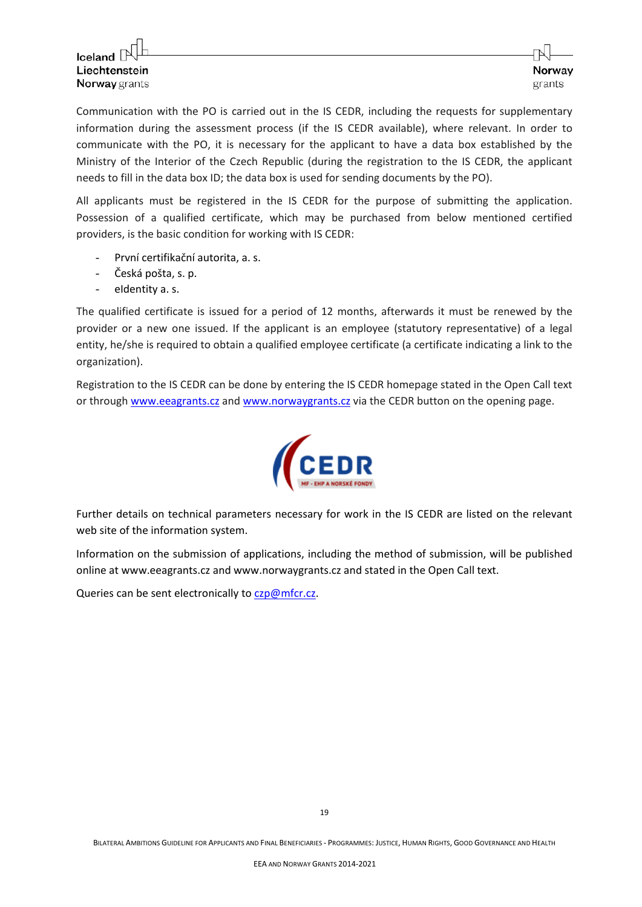Communication with the PO is carried out in the IS CEDR, including the requests for supplementary information during the assessment process (if the IS CEDR available), where relevant. In order to communicate with the PO, it is necessary for the applicant to have a data box established by the Ministry of the Interior of the Czech Republic (during the registration to the IS CEDR, the applicant needs to fill in the data box ID; the data box is used for sending documents by the PO).

All applicants must be registered in the IS CEDR for the purpose of submitting the application. Possession of a qualified certificate, which may be purchased from below mentioned certified providers, is the basic condition for working with IS CEDR:

- První certifikační autorita, a. s.
- Česká pošta, s. p.
- eIdentity a. s.

The qualified certificate is issued for a period of 12 months, afterwards it must be renewed by the provider or a new one issued. If the applicant is an employee (statutory representative) of a legal entity, he/she is required to obtain a qualified employee certificate (a certificate indicating a link to the organization).

Registration to the IS CEDR can be done by entering the IS CEDR homepage stated in the Open Call text or through www.eeagrants.cz and www.norwaygrants.cz via the CEDR button on the opening page.

Further details on technical parameters necessary for work in the IS CEDR are listed on the relevant web site of the information system.

Information on the submission of applications, including the method of submission, will be published online at www.eeagrants.cz and www.norwaygrants.cz and stated in the Open Call text.

Queries can be sent electronically to czp@mfcr.cz.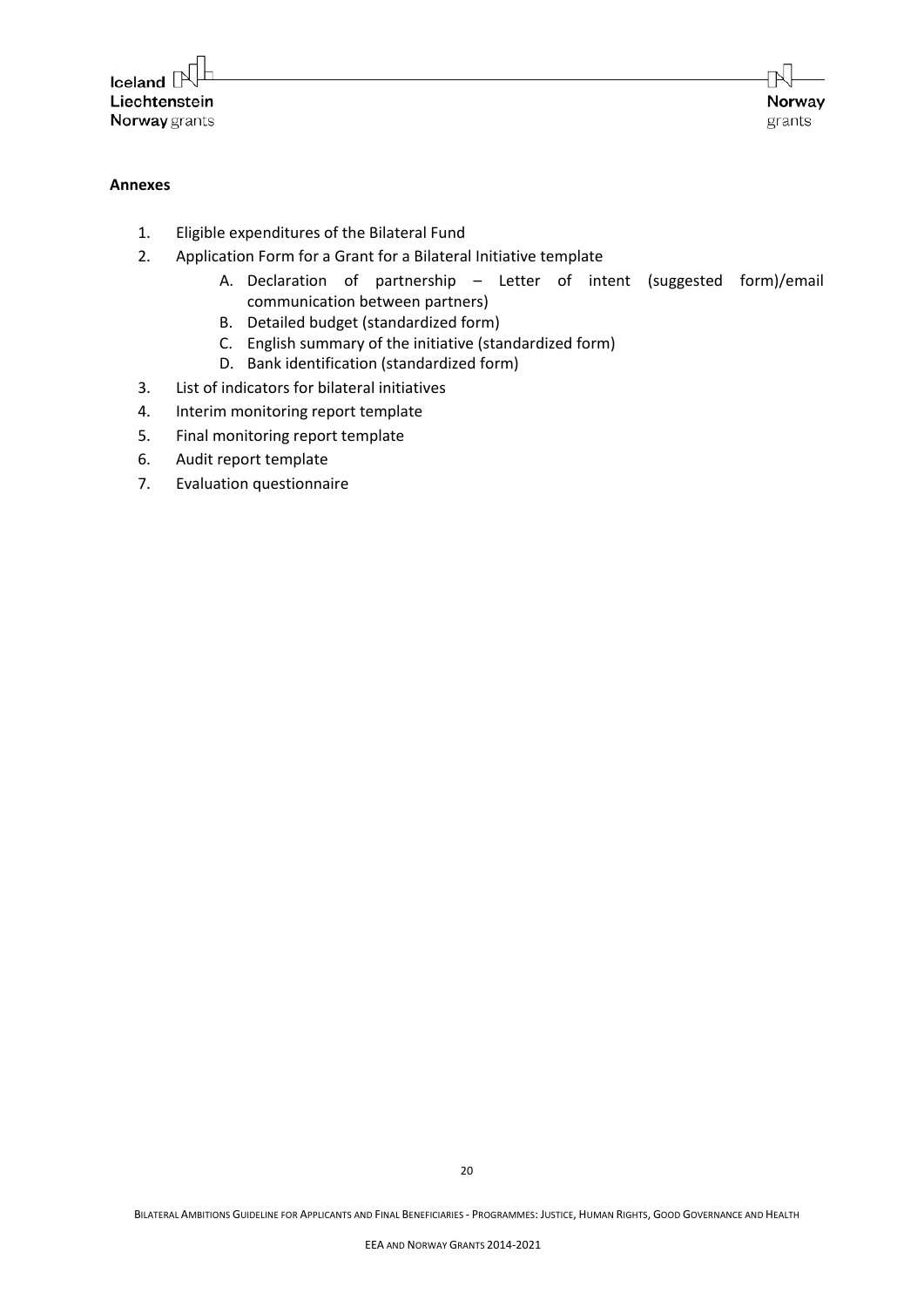**Annexes**

1. Eligible expenditures of the Bilateral Fund
2. Application Form for a Grant for a Bilateral Initiative template
    A. Declaration of partnership – Letter of intent (suggested form)/email communication between partners)
    B. Detailed budget (standardized form)
    C. English summary of the initiative (standardized form)
    D. Bank identification (standardized form)
3. List of indicators for bilateral initiatives
4. Interim monitoring report template
5. Final monitoring report template
6. Audit report template
7. Evaluation questionnaire